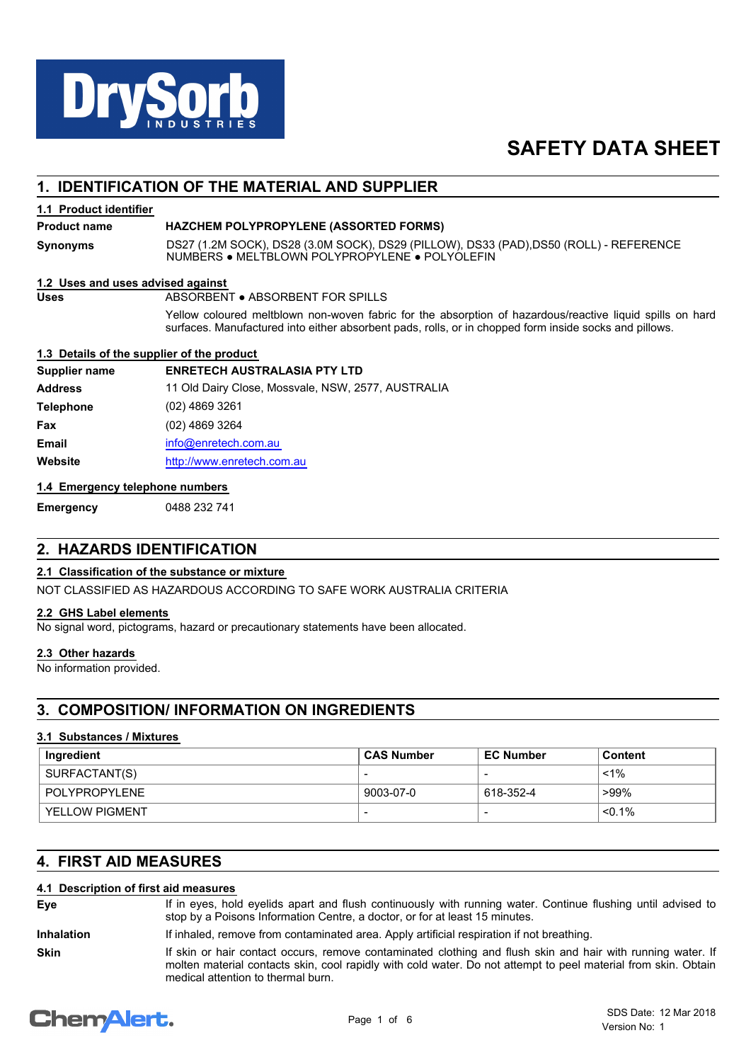DrySorb INDUSTRIES

# SAFETY DATA SHEET

## 1. IDENTIFICATION OF THE MATERIAL AND SUPPLIER

### 1.1 Product identifier

**Product name** **HAZCHEM POLYPROPYLENE (ASSORTED FORMS)**

**Synonyms** DS27 (1.2M SOCK), DS28 (3.0M SOCK), DS29 (PILLOW), DS33 (PAD),DS50 (ROLL) - REFERENCE NUMBERS ● MELTBLOWN POLYPROPYLENE ● POLYOLEFIN

### 1.2 Uses and uses advised against

**Uses** ABSORBENT ● ABSORBENT FOR SPILLS

Yellow coloured meltblown non-woven fabric for the absorption of hazardous/reactive liquid spills on hard surfaces. Manufactured into either absorbent pads, rolls, or in chopped form inside socks and pillows.

### 1.3 Details of the supplier of the product

**Supplier name** **ENRETECH AUSTRALASIA PTY LTD**

**Address** 11 Old Dairy Close, Mossvale, NSW, 2577, AUSTRALIA

**Telephone** (02) 4869 3261

**Fax** (02) 4869 3264

**Email** info@enretech.com.au

**Website** http://www.enretech.com.au

### 1.4 Emergency telephone numbers

**Emergency** 0488 232 741

## 2. HAZARDS IDENTIFICATION

### 2.1 Classification of the substance or mixture

NOT CLASSIFIED AS HAZARDOUS ACCORDING TO SAFE WORK AUSTRALIA CRITERIA

### 2.2 GHS Label elements

No signal word, pictograms, hazard or precautionary statements have been allocated.

### 2.3 Other hazards

No information provided.

## 3. COMPOSITION/ INFORMATION ON INGREDIENTS

### 3.1 Substances / Mixtures

| Ingredient | CAS Number | EC Number | Content |
|---|---|---|---|
| SURFACTANT(S) | - | - | <1% |
| POLYPROPYLENE | 9003-07-0 | 618-352-4 | >99% |
| YELLOW PIGMENT | - | - | <0.1% |

## 4. FIRST AID MEASURES

### 4.1 Description of first aid measures

**Eye** If in eyes, hold eyelids apart and flush continuously with running water. Continue flushing until advised to stop by a Poisons Information Centre, a doctor, or for at least 15 minutes.

**Inhalation** If inhaled, remove from contaminated area. Apply artificial respiration if not breathing.

**Skin** If skin or hair contact occurs, remove contaminated clothing and flush skin and hair with running water. If molten material contacts skin, cool rapidly with cold water. Do not attempt to peel material from skin. Obtain medical attention to thermal burn.

SDS Date: 12 Mar 2018
Version No: 1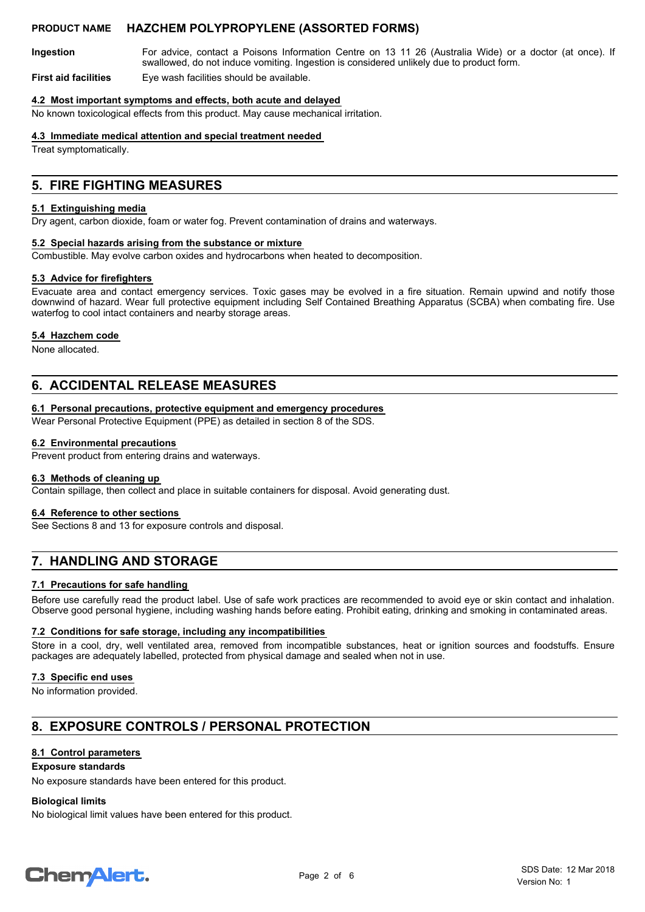**Ingestion** For advice, contact a Poisons Information Centre on 13 11 26 (Australia Wide) or a doctor (at once). If swallowed, do not induce vomiting. Ingestion is considered unlikely due to product form.

**First aid facilities** Eye wash facilities should be available.

### 4.2 Most important symptoms and effects, both acute and delayed

No known toxicological effects from this product. May cause mechanical irritation.

### 4.3 Immediate medical attention and special treatment needed

Treat symptomatically.

## 5. FIRE FIGHTING MEASURES

### 5.1 Extinguishing media

Dry agent, carbon dioxide, foam or water fog. Prevent contamination of drains and waterways.

### 5.2 Special hazards arising from the substance or mixture

Combustible. May evolve carbon oxides and hydrocarbons when heated to decomposition.

### 5.3 Advice for firefighters

Evacuate area and contact emergency services. Toxic gases may be evolved in a fire situation. Remain upwind and notify those downwind of hazard. Wear full protective equipment including Self Contained Breathing Apparatus (SCBA) when combating fire. Use waterfog to cool intact containers and nearby storage areas.

### 5.4 Hazchem code

None allocated.

## 6. ACCIDENTAL RELEASE MEASURES

### 6.1 Personal precautions, protective equipment and emergency procedures

Wear Personal Protective Equipment (PPE) as detailed in section 8 of the SDS.

### 6.2 Environmental precautions

Prevent product from entering drains and waterways.

### 6.3 Methods of cleaning up

Contain spillage, then collect and place in suitable containers for disposal. Avoid generating dust.

### 6.4 Reference to other sections

See Sections 8 and 13 for exposure controls and disposal.

## 7. HANDLING AND STORAGE

### 7.1 Precautions for safe handling

Before use carefully read the product label. Use of safe work practices are recommended to avoid eye or skin contact and inhalation. Observe good personal hygiene, including washing hands before eating. Prohibit eating, drinking and smoking in contaminated areas.

### 7.2 Conditions for safe storage, including any incompatibilities

Store in a cool, dry, well ventilated area, removed from incompatible substances, heat or ignition sources and foodstuffs. Ensure packages are adequately labelled, protected from physical damage and sealed when not in use.

### 7.3 Specific end uses

No information provided.

## 8. EXPOSURE CONTROLS / PERSONAL PROTECTION

### 8.1 Control parameters

**Exposure standards**

No exposure standards have been entered for this product.

**Biological limits**

No biological limit values have been entered for this product.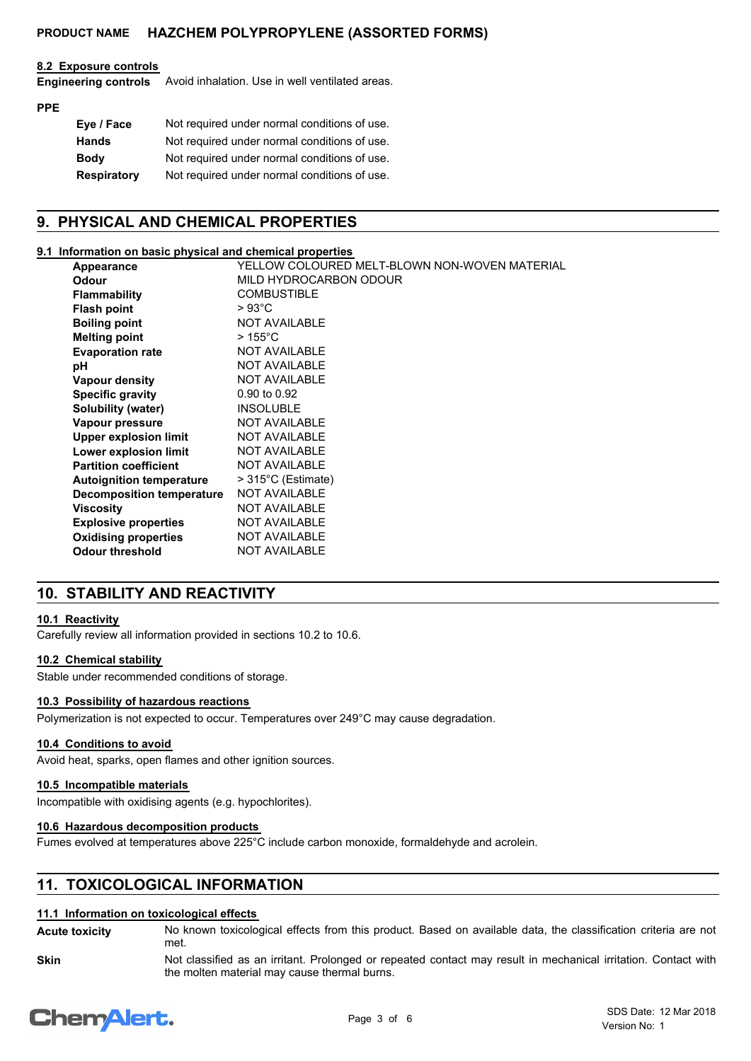#### 8.2 Exposure controls

**Engineering controls** Avoid inhalation. Use in well ventilated areas.

**PPE**

| | |
|---|---|
| **Eye / Face** | Not required under normal conditions of use. |
| **Hands** | Not required under normal conditions of use. |
| **Body** | Not required under normal conditions of use. |
| **Respiratory** | Not required under normal conditions of use. |

## 9. PHYSICAL AND CHEMICAL PROPERTIES

#### 9.1 Information on basic physical and chemical properties

| | |
|---|---|
| **Appearance** | YELLOW COLOURED MELT-BLOWN NON-WOVEN MATERIAL |
| **Odour** | MILD HYDROCARBON ODOUR |
| **Flammability** | COMBUSTIBLE |
| **Flash point** | > 93°C |
| **Boiling point** | NOT AVAILABLE |
| **Melting point** | > 155°C |
| **Evaporation rate** | NOT AVAILABLE |
| **pH** | NOT AVAILABLE |
| **Vapour density** | NOT AVAILABLE |
| **Specific gravity** | 0.90 to 0.92 |
| **Solubility (water)** | INSOLUBLE |
| **Vapour pressure** | NOT AVAILABLE |
| **Upper explosion limit** | NOT AVAILABLE |
| **Lower explosion limit** | NOT AVAILABLE |
| **Partition coefficient** | NOT AVAILABLE |
| **Autoignition temperature** | > 315°C (Estimate) |
| **Decomposition temperature** | NOT AVAILABLE |
| **Viscosity** | NOT AVAILABLE |
| **Explosive properties** | NOT AVAILABLE |
| **Oxidising properties** | NOT AVAILABLE |
| **Odour threshold** | NOT AVAILABLE |

## 10. STABILITY AND REACTIVITY

#### 10.1 Reactivity

Carefully review all information provided in sections 10.2 to 10.6.

#### 10.2 Chemical stability

Stable under recommended conditions of storage.

#### 10.3 Possibility of hazardous reactions

Polymerization is not expected to occur. Temperatures over 249°C may cause degradation.

#### 10.4 Conditions to avoid

Avoid heat, sparks, open flames and other ignition sources.

#### 10.5 Incompatible materials

Incompatible with oxidising agents (e.g. hypochlorites).

#### 10.6 Hazardous decomposition products

Fumes evolved at temperatures above 225°C include carbon monoxide, formaldehyde and acrolein.

## 11. TOXICOLOGICAL INFORMATION

#### 11.1 Information on toxicological effects

**Acute toxicity** No known toxicological effects from this product. Based on available data, the classification criteria are not met.

**Skin** Not classified as an irritant. Prolonged or repeated contact may result in mechanical irritation. Contact with the molten material may cause thermal burns.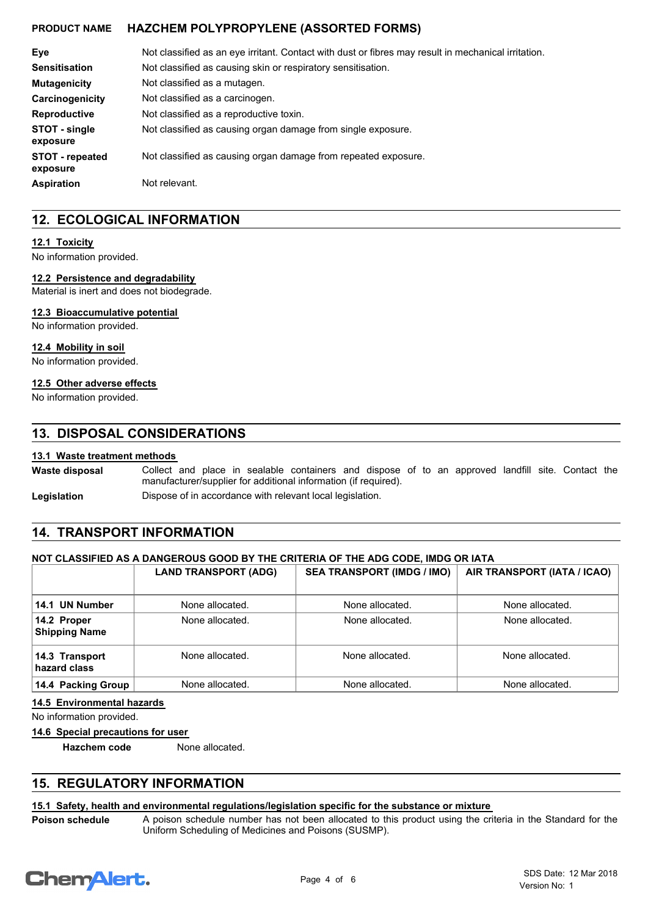| | |
|---|---|
| **Eye** | Not classified as an eye irritant. Contact with dust or fibres may result in mechanical irritation. |
| **Sensitisation** | Not classified as causing skin or respiratory sensitisation. |
| **Mutagenicity** | Not classified as a mutagen. |
| **Carcinogenicity** | Not classified as a carcinogen. |
| **Reproductive** | Not classified as a reproductive toxin. |
| **STOT - single exposure** | Not classified as causing organ damage from single exposure. |
| **STOT - repeated exposure** | Not classified as causing organ damage from repeated exposure. |
| **Aspiration** | Not relevant. |

## 12. ECOLOGICAL INFORMATION

### 12.1 Toxicity

No information provided.

### 12.2 Persistence and degradability

Material is inert and does not biodegrade.

### 12.3 Bioaccumulative potential

No information provided.

### 12.4 Mobility in soil

No information provided.

### 12.5 Other adverse effects

No information provided.

## 13. DISPOSAL CONSIDERATIONS

### 13.1 Waste treatment methods

| | |
|---|---|
| **Waste disposal** | Collect and place in sealable containers and dispose of to an approved landfill site. Contact the manufacturer/supplier for additional information (if required). |
| **Legislation** | Dispose of in accordance with relevant local legislation. |

## 14. TRANSPORT INFORMATION

**NOT CLASSIFIED AS A DANGEROUS GOOD BY THE CRITERIA OF THE ADG CODE, IMDG OR IATA**

| | LAND TRANSPORT (ADG) | SEA TRANSPORT (IMDG / IMO) | AIR TRANSPORT (IATA / ICAO) |
|---|---|---|---|
| **14.1 UN Number** | None allocated. | None allocated. | None allocated. |
| **14.2 Proper Shipping Name** | None allocated. | None allocated. | None allocated. |
| **14.3 Transport hazard class** | None allocated. | None allocated. | None allocated. |
| **14.4 Packing Group** | None allocated. | None allocated. | None allocated. |

### 14.5 Environmental hazards

No information provided.

### 14.6 Special precautions for user

**Hazchem code** None allocated.

## 15. REGULATORY INFORMATION

### 15.1 Safety, health and environmental regulations/legislation specific for the substance or mixture

| | |
|---|---|
| **Poison schedule** | A poison schedule number has not been allocated to this product using the criteria in the Standard for the Uniform Scheduling of Medicines and Poisons (SUSMP). |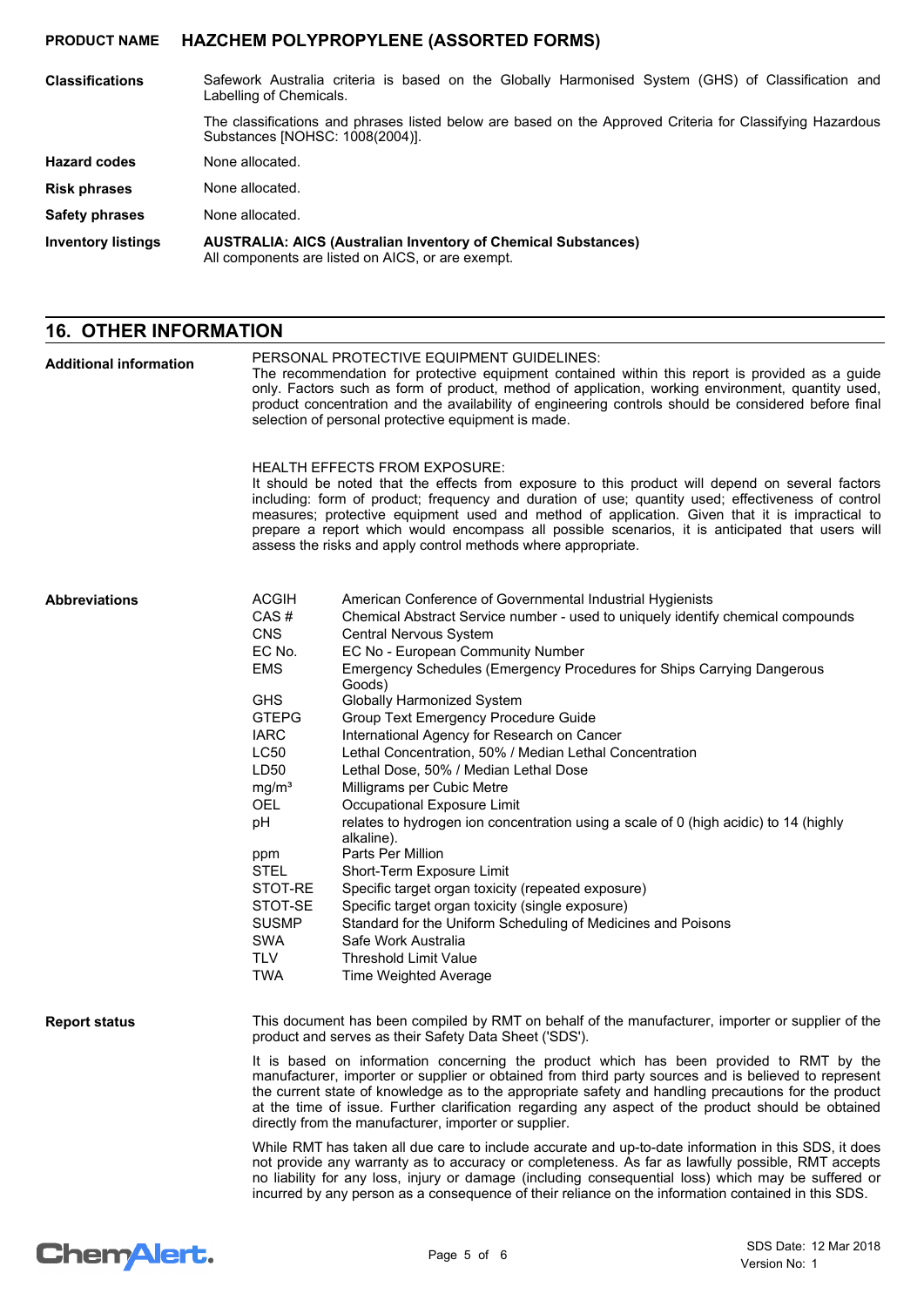**Classifications** Safework Australia criteria is based on the Globally Harmonised System (GHS) of Classification and Labelling of Chemicals.

The classifications and phrases listed below are based on the Approved Criteria for Classifying Hazardous Substances [NOHSC: 1008(2004)].

**Hazard codes** None allocated.

**Risk phrases** None allocated.

**Safety phrases** None allocated.

**Inventory listings** **AUSTRALIA: AICS (Australian Inventory of Chemical Substances)**
All components are listed on AICS, or are exempt.

## 16. OTHER INFORMATION

**Additional information**

PERSONAL PROTECTIVE EQUIPMENT GUIDELINES:
The recommendation for protective equipment contained within this report is provided as a guide only. Factors such as form of product, method of application, working environment, quantity used, product concentration and the availability of engineering controls should be considered before final selection of personal protective equipment is made.

HEALTH EFFECTS FROM EXPOSURE:
It should be noted that the effects from exposure to this product will depend on several factors including: form of product; frequency and duration of use; quantity used; effectiveness of control measures; protective equipment used and method of application. Given that it is impractical to prepare a report which would encompass all possible scenarios, it is anticipated that users will assess the risks and apply control methods where appropriate.

**Abbreviations**

| Abbreviation | Meaning |
|---|---|
| ACGIH | American Conference of Governmental Industrial Hygienists |
| CAS # | Chemical Abstract Service number - used to uniquely identify chemical compounds |
| CNS | Central Nervous System |
| EC No. | EC No - European Community Number |
| EMS | Emergency Schedules (Emergency Procedures for Ships Carrying Dangerous Goods) |
| GHS | Globally Harmonized System |
| GTEPG | Group Text Emergency Procedure Guide |
| IARC | International Agency for Research on Cancer |
| LC50 | Lethal Concentration, 50% / Median Lethal Concentration |
| LD50 | Lethal Dose, 50% / Median Lethal Dose |
| $mg/m^3$ | Milligrams per Cubic Metre |
| OEL | Occupational Exposure Limit |
| pH | relates to hydrogen ion concentration using a scale of 0 (high acidic) to 14 (highly alkaline). |
| ppm | Parts Per Million |
| STEL | Short-Term Exposure Limit |
| STOT-RE | Specific target organ toxicity (repeated exposure) |
| STOT-SE | Specific target organ toxicity (single exposure) |
| SUSMP | Standard for the Uniform Scheduling of Medicines and Poisons |
| SWA | Safe Work Australia |
| TLV | Threshold Limit Value |
| TWA | Time Weighted Average |

**Report status**

This document has been compiled by RMT on behalf of the manufacturer, importer or supplier of the product and serves as their Safety Data Sheet ('SDS').

It is based on information concerning the product which has been provided to RMT by the manufacturer, importer or supplier or obtained from third party sources and is believed to represent the current state of knowledge as to the appropriate safety and handling precautions for the product at the time of issue. Further clarification regarding any aspect of the product should be obtained directly from the manufacturer, importer or supplier.

While RMT has taken all due care to include accurate and up-to-date information in this SDS, it does not provide any warranty as to accuracy or completeness. As far as lawfully possible, RMT accepts no liability for any loss, injury or damage (including consequential loss) which may be suffered or incurred by any person as a consequence of their reliance on the information contained in this SDS.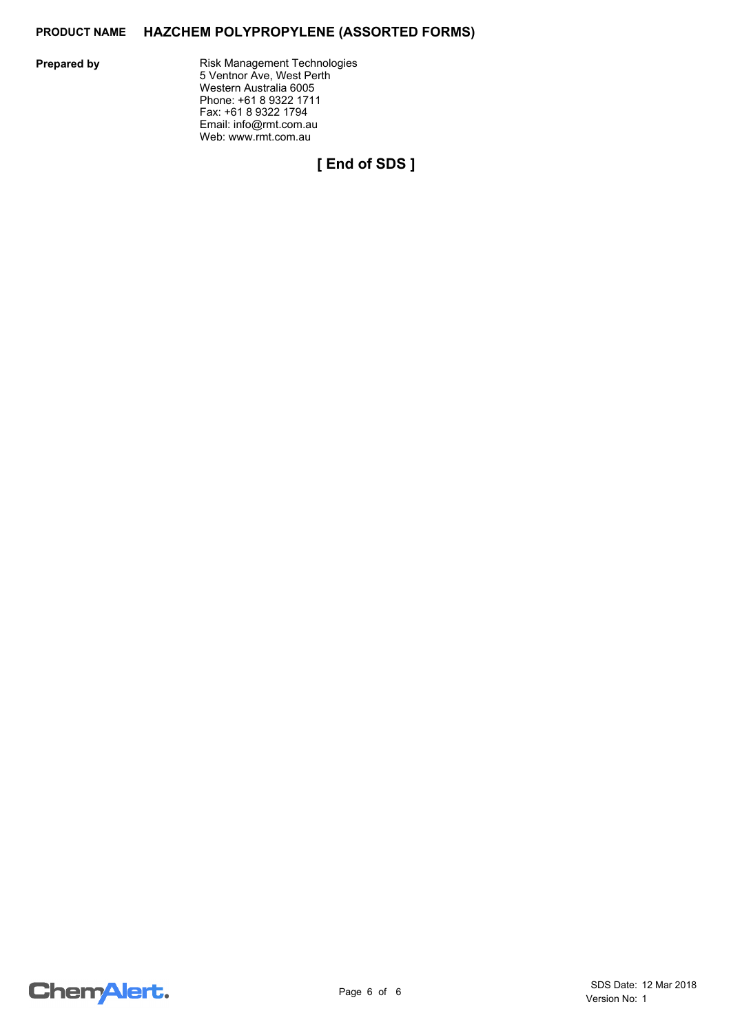**Prepared by**

Risk Management Technologies
5 Ventnor Ave, West Perth
Western Australia 6005
Phone: +61 8 9322 1711
Fax: +61 8 9322 1794
Email: info@rmt.com.au
Web: www.rmt.com.au

**[ End of SDS ]**